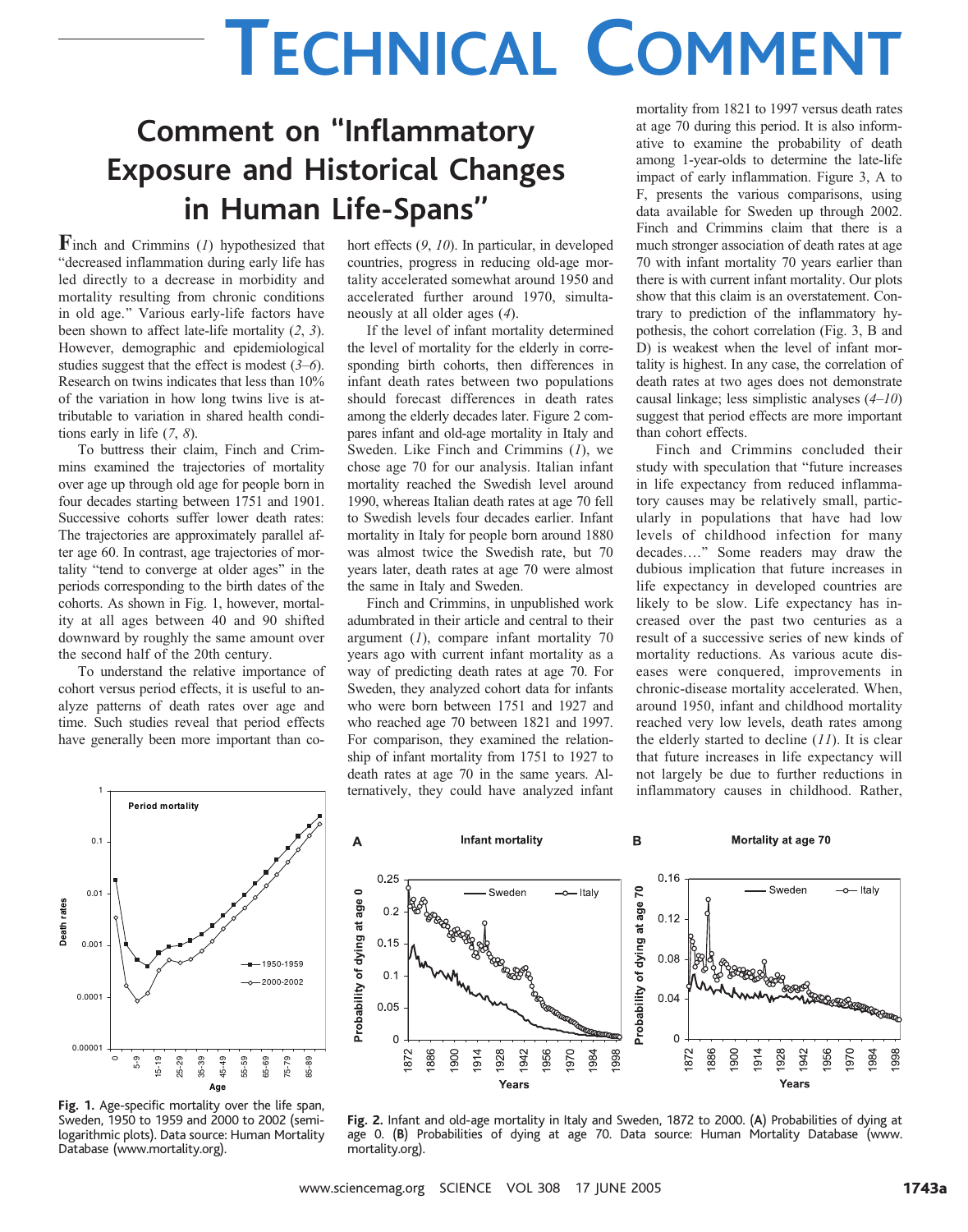# TECHNICAL COMMENT

## Comment on "Inflammatory Exposure and Historical Changes in Human Life-Spans"

Finch and Crimmins (*1*) hypothesized that "decreased inflammation during early life has led directly to a decrease in morbidity and mortality resulting from chronic conditions in old age." Various early-life factors have been shown to affect late-life mortality (*2*, *3*). However, demographic and epidemiological studies suggest that the effect is modest (*3*–*6*). Research on twins indicates that less than 10% of the variation in how long twins live is attributable to variation in shared health conditions early in life (*7*, *8*).

To buttress their claim, Finch and Crimmins examined the trajectories of mortality over age up through old age for people born in four decades starting between 1751 and 1901. Successive cohorts suffer lower death rates: The trajectories are approximately parallel after age 60. In contrast, age trajectories of mortality "tend to converge at older ages" in the periods corresponding to the birth dates of the cohorts. As shown in Fig. 1, however, mortality at all ages between 40 and 90 shifted downward by roughly the same amount over the second half of the 20th century.

To understand the relative importance of cohort versus period effects, it is useful to analyze patterns of death rates over age and time. Such studies reveal that period effects have generally been more important than cohort effects (*9*, *10*). In particular, in developed countries, progress in reducing old-age mortality accelerated somewhat around 1950 and accelerated further around 1970, simultaneously at all older ages (*4*).

If the level of infant mortality determined the level of mortality for the elderly in corresponding birth cohorts, then differences in infant death rates between two populations should forecast differences in death rates among the elderly decades later. Figure 2 compares infant and old-age mortality in Italy and Sweden. Like Finch and Crimmins (*1*), we chose age 70 for our analysis. Italian infant mortality reached the Swedish level around 1990, whereas Italian death rates at age 70 fell to Swedish levels four decades earlier. Infant mortality in Italy for people born around 1880 was almost twice the Swedish rate, but 70 years later, death rates at age 70 were almost the same in Italy and Sweden.

Finch and Crimmins, in unpublished work adumbrated in their article and central to their argument (*1*), compare infant mortality 70 years ago with current infant mortality as a way of predicting death rates at age 70. For Sweden, they analyzed cohort data for infants who were born between 1751 and 1927 and who reached age 70 between 1821 and 1997. For comparison, they examined the relationship of infant mortality from 1751 to 1927 to death rates at age 70 in the same years. Alternatively, they could have analyzed infant mortality from 1821 to 1997 versus death rates at age 70 during this period. It is also informative to examine the probability of death among 1-year-olds to determine the late-life impact of early inflammation. Figure 3, A to F, presents the various comparisons, using data available for Sweden up through 2002. Finch and Crimmins claim that there is a much stronger association of death rates at age 70 with infant mortality 70 years earlier than there is with current infant mortality. Our plots show that this claim is an overstatement. Contrary to prediction of the inflammatory hypothesis, the cohort correlation (Fig. 3, B and D) is weakest when the level of infant mortality is highest. In any case, the correlation of death rates at two ages does not demonstrate causal linkage; less simplistic analyses (*4*–*10*) suggest that period effects are more important than cohort effects.

Finch and Crimmins concluded their study with speculation that "future increases in life expectancy from reduced inflammatory causes may be relatively small, particularly in populations that have had low levels of childhood infection for many decades…." Some readers may draw the dubious implication that future increases in life expectancy in developed countries are likely to be slow. Life expectancy has increased over the past two centuries as a result of a successive series of new kinds of mortality reductions. As various acute diseases were conquered, improvements in chronic-disease mortality accelerated. When, around 1950, infant and childhood mortality reached very low levels, death rates among the elderly started to decline (*11*). It is clear that future increases in life expectancy will not largely be due to further reductions in inflammatory causes in childhood. Rather,

**Fig. 1.** Age-specific mortality over the life span, Sweden, 1950 to 1959 and 2000 to 2002 (semilogarithmic plots). Data source: Human Mortality Database (www.mortality.org).

**Fig. 2.** Infant and old-age mortality in Italy and Sweden, 1872 to 2000. (**A**) Probabilities of dying at age 0. (**B**) Probabilities of dying at age 70. Data source: Human Mortality Database (www.mortality.org).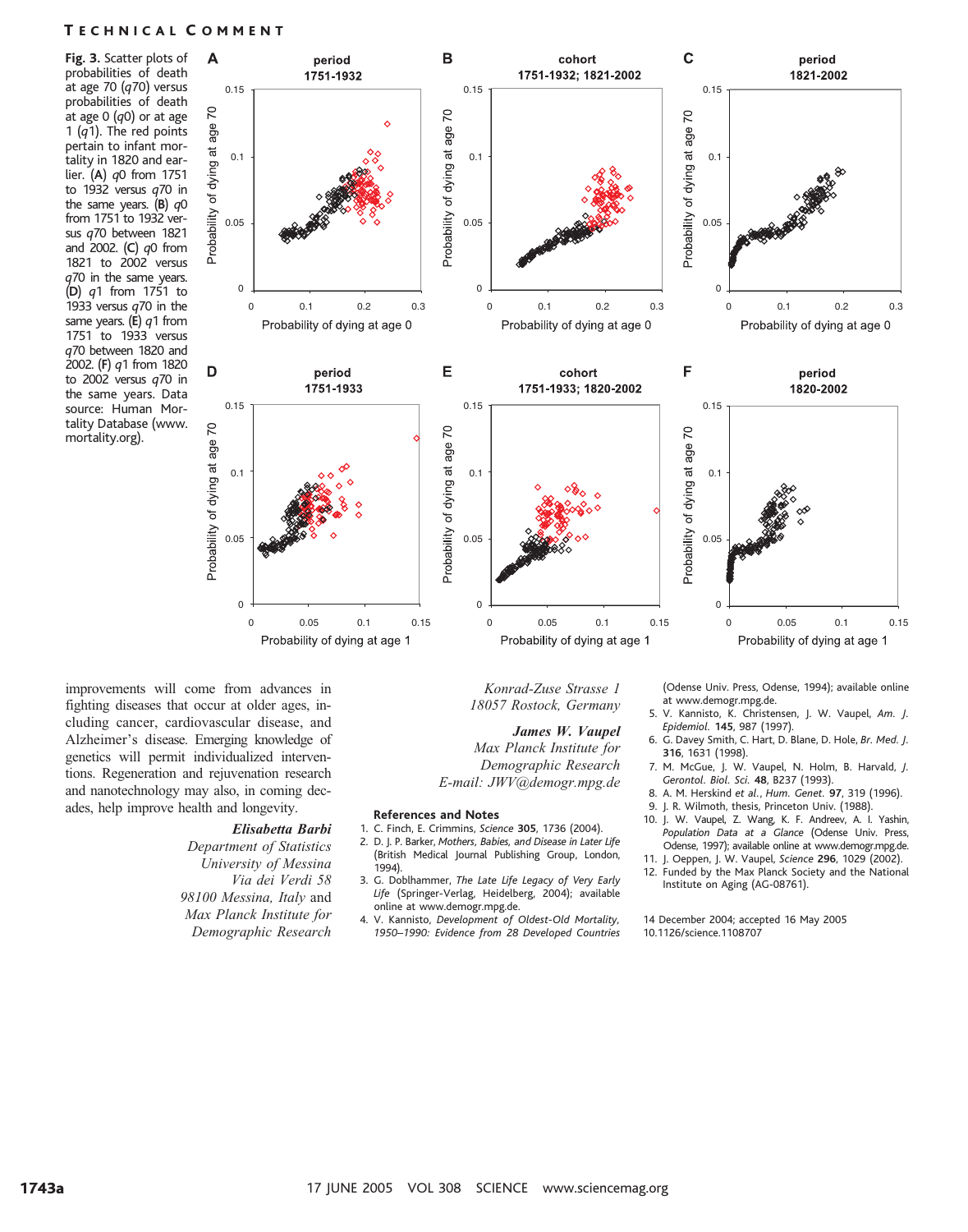Fig. 3. Scatter plots of probabilities of death at age 70 ($q70$) versus probabilities of death at age 0 ($q0$) or at age 1 ($q1$). The red points pertain to infant mortality in 1820 and earlier. (**A**) $q0$ from 1751 to 1932 versus $q70$ in the same years. (**B**) $q0$ from 1751 to 1932 versus $q70$ between 1821 and 2002. (**C**) $q0$ from 1821 to 2002 versus $q70$ in the same years. (**D**) $q1$ from 1751 to 1933 versus $q70$ in the same years. (**E**) $q1$ from 1751 to 1933 versus $q70$ between 1820 and 2002. (**F**) $q1$ from 1820 to 2002 versus $q70$ in the same years. Data source: Human Mortality Database (www.mortality.org).

A
period
1751-1932
Probability of dying at age 70
0.15
0.1
0.05
0
0 0.1 0.2 0.3
Probability of dying at age 0

B
cohort
1751-1932; 1821-2002
Probability of dying at age 70
0.15
0.1
0.05
0
0 0.1 0.2 0.3
Probability of dying at age 0

C
period
1821-2002
Probability of dying at age 70
0.15
0.1
0.05
0
0 0.1 0.2 0.3
Probability of dying at age 0

D
period
1751-1933
Probability of dying at age 70
0.15
0.1
0.05
0
0 0.05 0.1 0.15
Probability of dying at age 1

E
cohort
1751-1933; 1820-2002
Probability of dying at age 70
0.15
0.1
0.05
0
0 0.05 0.1 0.15
Probability of dying at age 1

F
period
1820-2002
Probability of dying at age 70
0.15
0.1
0.05
0
0 0.05 0.1 0.15
Probability of dying at age 1

improvements will come from advances in fighting diseases that occur at older ages, including cancer, cardiovascular disease, and Alzheimer's disease. Emerging knowledge of genetics will permit individualized interventions. Regeneration and rejuvenation research and nanotechnology may also, in coming decades, help improve health and longevity.

***Elisabetta Barbi***
*Department of Statistics*
*University of Messina*
*Via dei Verdi 58*
*98100 Messina, Italy* and
*Max Planck Institute for*
*Demographic Research*
*Konrad-Zuse Strasse 1*
*18057 Rostock, Germany*

***James W. Vaupel***
*Max Planck Institute for*
*Demographic Research*
*E-mail: JWV@demogr.mpg.de*

### References and Notes

1. C. Finch, E. Crimmins, *Science* **305**, 1736 (2004).
2. D. J. P. Barker, *Mothers, Babies, and Disease in Later Life* (British Medical Journal Publishing Group, London, 1994).
3. G. Doblhammer, *The Late Life Legacy of Very Early Life* (Springer-Verlag, Heidelberg, 2004); available online at www.demogr.mpg.de.
4. V. Kannisto, *Development of Oldest-Old Mortality, 1950–1990: Evidence from 28 Developed Countries* (Odense Univ. Press, Odense, 1994); available online at www.demogr.mpg.de.
5. V. Kannisto, K. Christensen, J. W. Vaupel, *Am. J. Epidemiol.* **145**, 987 (1997).
6. G. Davey Smith, C. Hart, D. Blane, D. Hole, *Br. Med. J.* **316**, 1631 (1998).
7. M. McGue, J. W. Vaupel, N. Holm, B. Harvald, *J. Gerontol. Biol. Sci.* **48**, B237 (1993).
8. A. M. Herskind *et al.*, *Hum. Genet.* **97**, 319 (1996).
9. J. R. Wilmoth, thesis, Princeton Univ. (1988).
10. J. W. Vaupel, Z. Wang, K. F. Andreev, A. I. Yashin, *Population Data at a Glance* (Odense Univ. Press, Odense, 1997); available online at www.demogr.mpg.de.
11. J. Oeppen, J. W. Vaupel, *Science* **296**, 1029 (2002).
12. Funded by the Max Planck Society and the National Institute on Aging (AG-08761).

14 December 2004; accepted 16 May 2005
10.1126/science.1108707